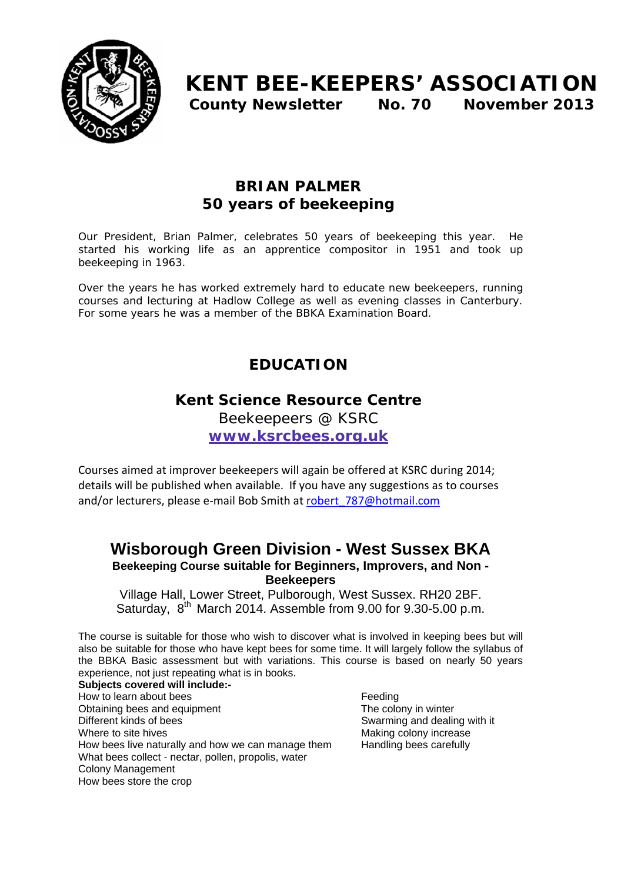# KENT BEE-KEEPERS' ASSOCIATION

**County Newsletter No. 70 November 2013**

## BRIAN PALMER
## 50 years of beekeeping

Our President, Brian Palmer, celebrates 50 years of beekeeping this year. He started his working life as an apprentice compositor in 1951 and took up beekeeping in 1963.

Over the years he has worked extremely hard to educate new beekeepers, running courses and lecturing at Hadlow College as well as evening classes in Canterbury. For some years he was a member of the BBKA Examination Board.

## EDUCATION

### Kent Science Resource Centre

Beekeepers @ KSRC

**www.ksrcbees.org.uk**

Courses aimed at improver beekeepers will again be offered at KSRC during 2014; details will be published when available. If you have any suggestions as to courses and/or lecturers, please e-mail Bob Smith at robert_787@hotmail.com

### Wisborough Green Division - West Sussex BKA

**Beekeeping Course suitable for Beginners, Improvers, and Non - Beekeepers**

Village Hall, Lower Street, Pulborough, West Sussex. RH20 2BF.
Saturday, 8th March 2014. Assemble from 9.00 for 9.30-5.00 p.m.

The course is suitable for those who wish to discover what is involved in keeping bees but will also be suitable for those who have kept bees for some time. It will largely follow the syllabus of the BBKA Basic assessment but with variations. This course is based on nearly 50 years experience, not just repeating what is in books.

**Subjects covered will include:-**

- How to learn about bees
- Obtaining bees and equipment
- Different kinds of bees
- Where to site hives
- How bees live naturally and how we can manage them
- What bees collect - nectar, pollen, propolis, water
- Colony Management
- How bees store the crop
- Feeding
- The colony in winter
- Swarming and dealing with it
- Making colony increase
- Handling bees carefully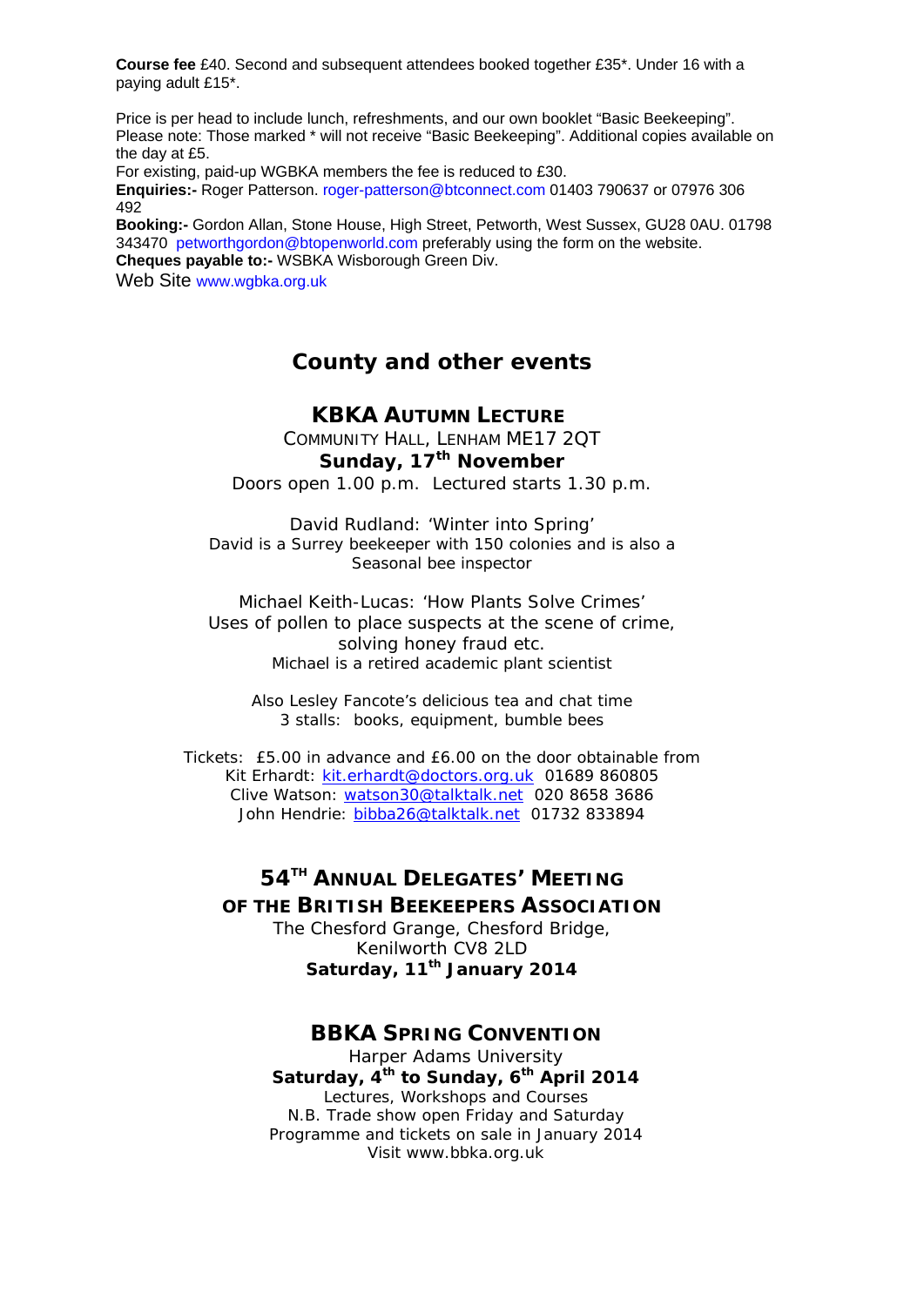**Course fee** £40. Second and subsequent attendees booked together £35*. Under 16 with a paying adult £15*.

Price is per head to include lunch, refreshments, and our own booklet "Basic Beekeeping". Please note: Those marked * will not receive "Basic Beekeeping". Additional copies available on the day at £5.

For existing, paid-up WGBKA members the fee is reduced to £30.

**Enquiries:-** Roger Patterson. roger-patterson@btconnect.com 01403 790637 or 07976 306 492

**Booking:-** Gordon Allan, Stone House, High Street, Petworth, West Sussex, GU28 0AU. 01798 343470 petworthgordon@btopenworld.com preferably using the form on the website.

**Cheques payable to:-** WSBKA Wisborough Green Div.

Web Site www.wgbka.org.uk

## County and other events

### KBKA AUTUMN LECTURE

COMMUNITY HALL, LENHAM ME17 2QT

**Sunday, 17th November**

Doors open 1.00 p.m. Lectured starts 1.30 p.m.

David Rudland: 'Winter into Spring'
David is a Surrey beekeeper with 150 colonies and is also a Seasonal bee inspector

Michael Keith-Lucas: 'How Plants Solve Crimes'
Uses of pollen to place suspects at the scene of crime, solving honey fraud etc.
Michael is a retired academic plant scientist

Also Lesley Fancote's delicious tea and chat time
3 stalls: books, equipment, bumble bees

Tickets: £5.00 in advance and £6.00 on the door obtainable from
Kit Erhardt: kit.erhardt@doctors.org.uk 01689 860805
Clive Watson: watson30@talktalk.net 020 8658 3686
John Hendrie: bibba26@talktalk.net 01732 833894

### 54TH ANNUAL DELEGATES' MEETING OF THE BRITISH BEEKEEPERS ASSOCIATION

The Chesford Grange, Chesford Bridge,
Kenilworth CV8 2LD

**Saturday, 11th January 2014**

### BBKA SPRING CONVENTION

Harper Adams University

**Saturday, 4th to Sunday, 6th April 2014**

Lectures, Workshops and Courses
N.B. Trade show open Friday and Saturday
Programme and tickets on sale in January 2014
Visit www.bbka.org.uk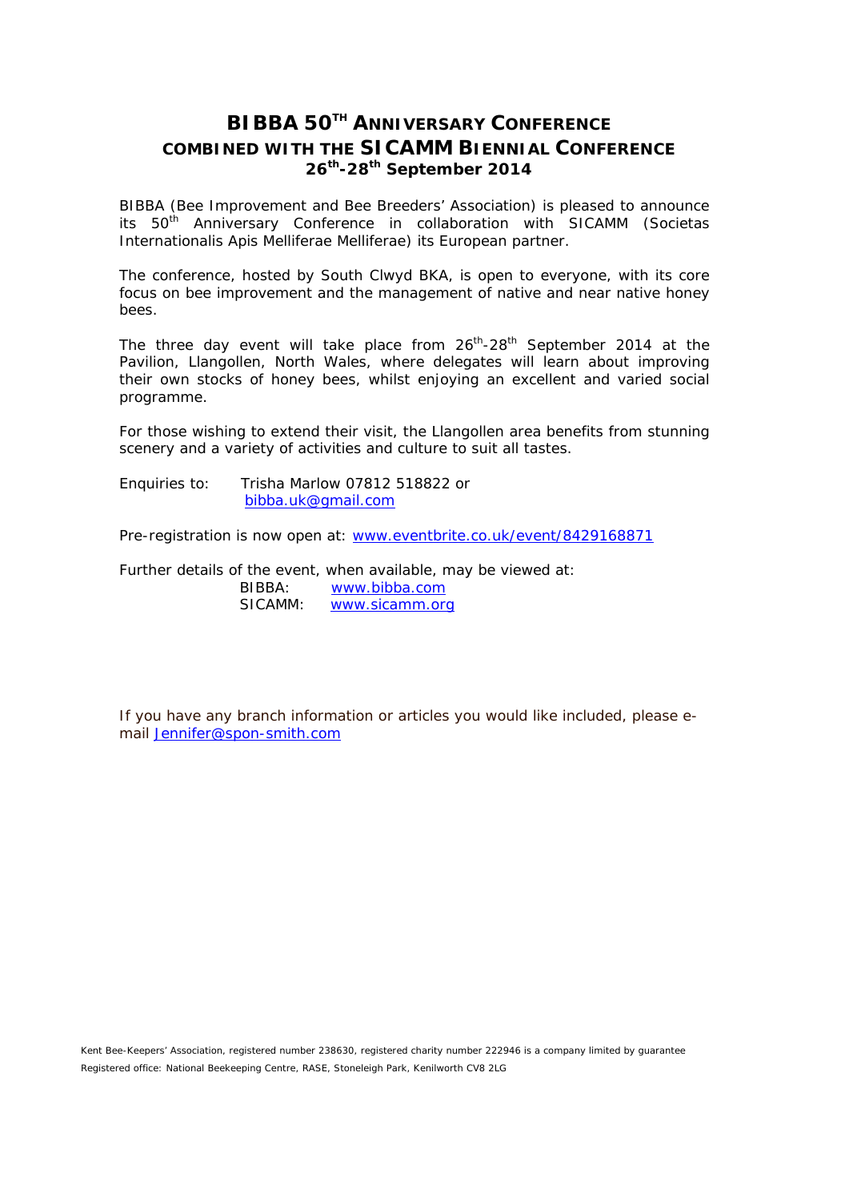## BIBBA 50TH ANNIVERSARY CONFERENCE
### COMBINED WITH THE SICAMM BIENNIAL CONFERENCE
### 26th-28th September 2014

BIBBA (Bee Improvement and Bee Breeders' Association) is pleased to announce its 50th Anniversary Conference in collaboration with SICAMM (Societas Internationalis Apis Melliferae Melliferae) its European partner.

The conference, hosted by South Clwyd BKA, is open to everyone, with its core focus on bee improvement and the management of native and near native honey bees.

The three day event will take place from 26th-28th September 2014 at the Pavilion, Llangollen, North Wales, where delegates will learn about improving their own stocks of honey bees, whilst enjoying an excellent and varied social programme.

For those wishing to extend their visit, the Llangollen area benefits from stunning scenery and a variety of activities and culture to suit all tastes.

Enquiries to: Trisha Marlow 07812 518822 or
bibba.uk@gmail.com

Pre-registration is now open at: www.eventbrite.co.uk/event/8429168871

Further details of the event, when available, may be viewed at:

BIBBA: www.bibba.com
SICAMM: www.sicamm.org

If you have any branch information or articles you would like included, please e-mail Jennifer@spon-smith.com

Kent Bee-Keepers' Association, registered number 238630, registered charity number 222946 is a company limited by guarantee
Registered office: National Beekeeping Centre, RASE, Stoneleigh Park, Kenilworth CV8 2LG